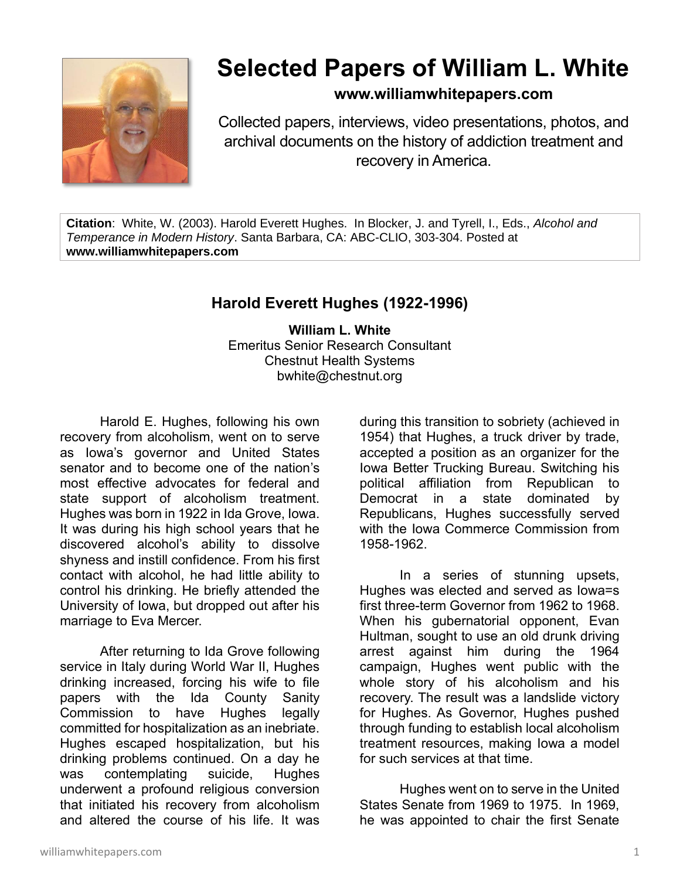# Selected Papers of William L. White

**www.williamwhitepapers.com**

Collected papers, interviews, video presentations, photos, and archival documents on the history of addiction treatment and recovery in America.

**Citation**: White, W. (2003). Harold Everett Hughes. In Blocker, J. and Tyrell, I., Eds., *Alcohol and Temperance in Modern History*. Santa Barbara, CA: ABC-CLIO, 303-304. Posted at **www.williamwhitepapers.com**

## Harold Everett Hughes (1922-1996)

**William L. White**
Emeritus Senior Research Consultant
Chestnut Health Systems
bwhite@chestnut.org

Harold E. Hughes, following his own recovery from alcoholism, went on to serve as Iowa's governor and United States senator and to become one of the nation's most effective advocates for federal and state support of alcoholism treatment. Hughes was born in 1922 in Ida Grove, Iowa. It was during his high school years that he discovered alcohol's ability to dissolve shyness and instill confidence. From his first contact with alcohol, he had little ability to control his drinking. He briefly attended the University of Iowa, but dropped out after his marriage to Eva Mercer.

After returning to Ida Grove following service in Italy during World War II, Hughes drinking increased, forcing his wife to file papers with the Ida County Sanity Commission to have Hughes legally committed for hospitalization as an inebriate. Hughes escaped hospitalization, but his drinking problems continued. On a day he was contemplating suicide, Hughes underwent a profound religious conversion that initiated his recovery from alcoholism and altered the course of his life. It was during this transition to sobriety (achieved in 1954) that Hughes, a truck driver by trade, accepted a position as an organizer for the Iowa Better Trucking Bureau. Switching his political affiliation from Republican to Democrat in a state dominated by Republicans, Hughes successfully served with the Iowa Commerce Commission from 1958-1962.

In a series of stunning upsets, Hughes was elected and served as Iowa=s first three-term Governor from 1962 to 1968. When his gubernatorial opponent, Evan Hultman, sought to use an old drunk driving arrest against him during the 1964 campaign, Hughes went public with the whole story of his alcoholism and his recovery. The result was a landslide victory for Hughes. As Governor, Hughes pushed through funding to establish local alcoholism treatment resources, making Iowa a model for such services at that time.

Hughes went on to serve in the United States Senate from 1969 to 1975. In 1969, he was appointed to chair the first Senate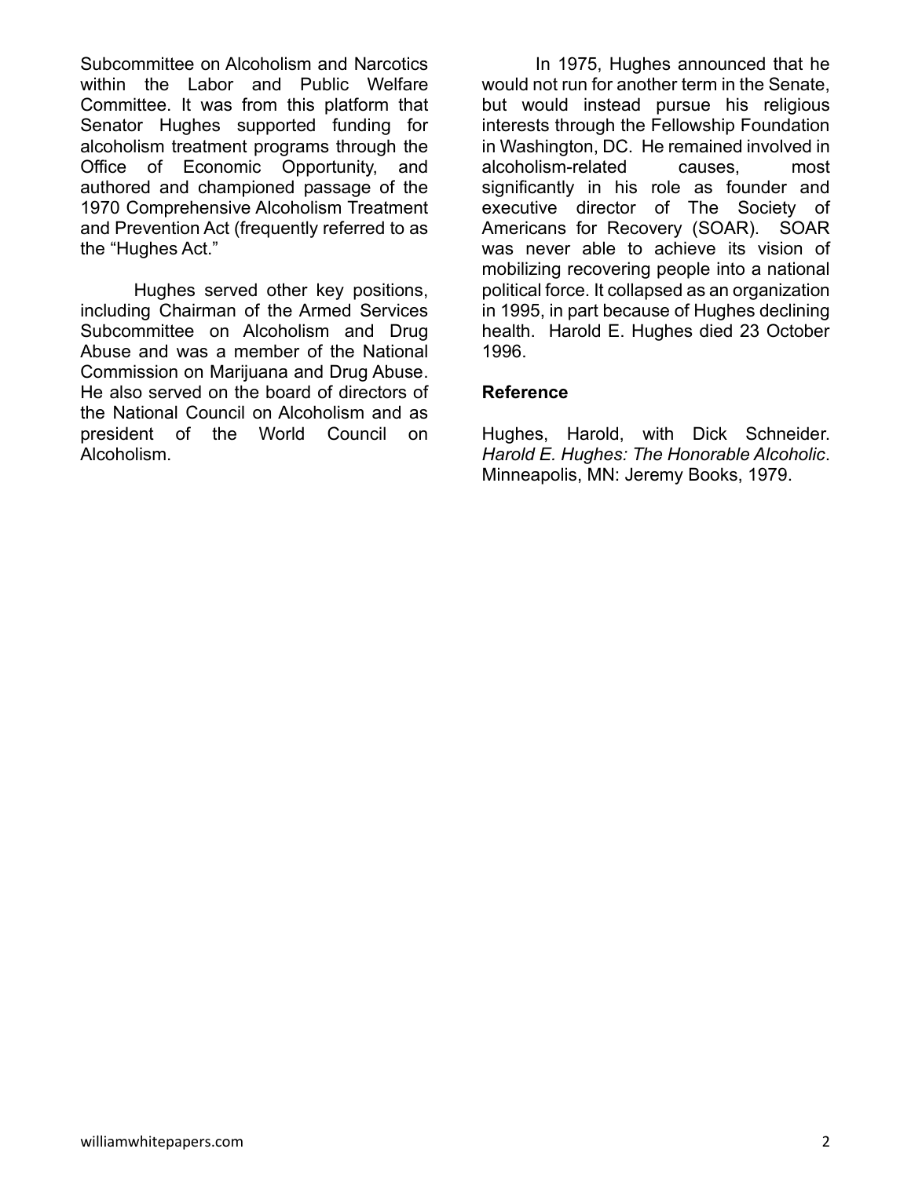Subcommittee on Alcoholism and Narcotics within the Labor and Public Welfare Committee. It was from this platform that Senator Hughes supported funding for alcoholism treatment programs through the Office of Economic Opportunity, and authored and championed passage of the 1970 Comprehensive Alcoholism Treatment and Prevention Act (frequently referred to as the "Hughes Act."

Hughes served other key positions, including Chairman of the Armed Services Subcommittee on Alcoholism and Drug Abuse and was a member of the National Commission on Marijuana and Drug Abuse. He also served on the board of directors of the National Council on Alcoholism and as president of the World Council on Alcoholism.

In 1975, Hughes announced that he would not run for another term in the Senate, but would instead pursue his religious interests through the Fellowship Foundation in Washington, DC. He remained involved in alcoholism-related causes, most significantly in his role as founder and executive director of The Society of Americans for Recovery (SOAR). SOAR was never able to achieve its vision of mobilizing recovering people into a national political force. It collapsed as an organization in 1995, in part because of Hughes declining health. Harold E. Hughes died 23 October 1996.

### Reference

Hughes, Harold, with Dick Schneider. *Harold E. Hughes: The Honorable Alcoholic*. Minneapolis, MN: Jeremy Books, 1979.